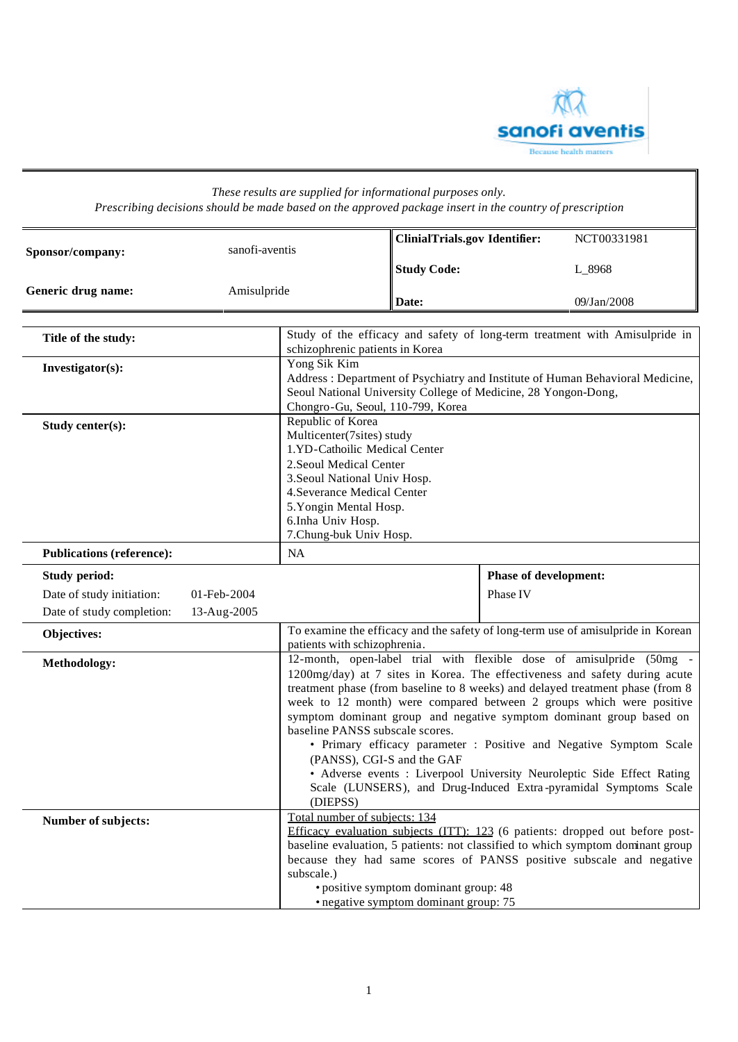*These results are supplied for informational purposes only.*
*Prescribing decisions should be made based on the approved package insert in the country of prescription*

| | | | |
|---|---|---|---|
| **Sponsor/company:** | sanofi-aventis | **ClinialTrials.gov Identifier:** | NCT00331981 |
| | | **Study Code:** | L_8968 |
| **Generic drug name:** | Amisulpride | **Date:** | 09/Jan/2008 |

| | |
|---|---|
| **Title of the study:** | Study of the efficacy and safety of long-term treatment with Amisulpride in schizophrenic patients in Korea |
| **Investigator(s):** | Yong Sik Kim<br>Address : Department of Psychiatry and Institute of Human Behavioral Medicine, Seoul National University College of Medicine, 28 Yongon-Dong, Chongro-Gu, Seoul, 110-799, Korea |
| **Study center(s):** | Republic of Korea<br>Multicenter(7sites) study<br>1.YD-Cathoilic Medical Center<br>2.Seoul Medical Center<br>3.Seoul National Univ Hosp.<br>4.Severance Medical Center<br>5.Yongin Mental Hosp.<br>6.Inha Univ Hosp.<br>7.Chung-buk Univ Hosp. |
| **Publications (reference):** | NA |
| **Study period:**<br>Date of study initiation: 01-Feb-2004<br>Date of study completion: 13-Aug-2005 | **Phase of development:**<br>Phase IV |
| **Objectives:** | To examine the efficacy and the safety of long-term use of amisulpride in Korean patients with schizophrenia. |
| **Methodology:** | 12-month, open-label trial with flexible dose of amisulpride (50mg - 1200mg/day) at 7 sites in Korea. The effectiveness and safety during acute treatment phase (from baseline to 8 weeks) and delayed treatment phase (from 8 week to 12 month) were compared between 2 groups which were positive symptom dominant group and negative symptom dominant group based on baseline PANSS subscale scores.<br>• Primary efficacy parameter : Positive and Negative Symptom Scale (PANSS), CGI-S and the GAF<br>• Adverse events : Liverpool University Neuroleptic Side Effect Rating Scale (LUNSERS), and Drug-Induced Extra-pyramidal Symptoms Scale (DIEPSS) |
| **Number of subjects:** | Total number of subjects: 134<br>Efficacy evaluation subjects (ITT): 123 (6 patients: dropped out before post-baseline evaluation, 5 patients: not classified to which symptom dominant group because they had same scores of PANSS positive subscale and negative subscale.)<br>• positive symptom dominant group: 48<br>• negative symptom dominant group: 75 |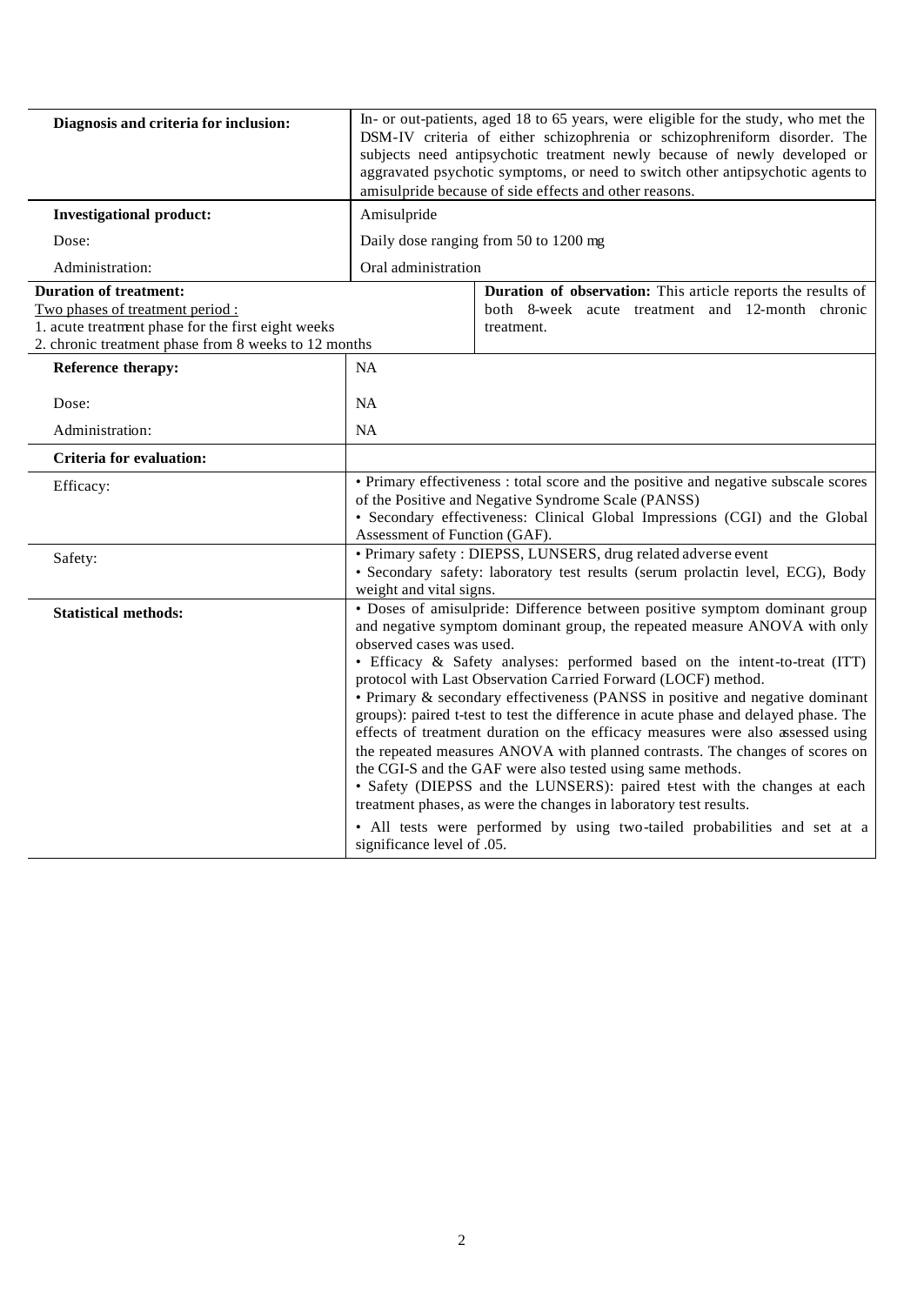| | | |
|---|---|---|
| **Diagnosis and criteria for inclusion:** | In- or out-patients, aged 18 to 65 years, were eligible for the study, who met the DSM-IV criteria of either schizophrenia or schizophreniform disorder. The subjects need antipsychotic treatment newly because of newly developed or aggravated psychotic symptoms, or need to switch other antipsychotic agents to amisulpride because of side effects and other reasons. | |
| **Investigational product:** | Amisulpride | |
| Dose: | Daily dose ranging from 50 to 1200 mg | |
| Administration: | Oral administration | |
| **Duration of treatment:**<br>Two phases of treatment period :<br>1. acute treatment phase for the first eight weeks<br>2. chronic treatment phase from 8 weeks to 12 months | | **Duration of observation:** This article reports the results of both 8-week acute treatment and 12-month chronic treatment. |
| **Reference therapy:** | NA | |
| Dose: | NA | |
| Administration: | NA | |
| **Criteria for evaluation:** | | |
| Efficacy: | • Primary effectiveness : total score and the positive and negative subscale scores of the Positive and Negative Syndrome Scale (PANSS)<br>• Secondary effectiveness: Clinical Global Impressions (CGI) and the Global Assessment of Function (GAF). | |
| Safety: | • Primary safety : DIEPSS, LUNSERS, drug related adverse event<br>• Secondary safety: laboratory test results (serum prolactin level, ECG), Body weight and vital signs. | |
| **Statistical methods:** | • Doses of amisulpride: Difference between positive symptom dominant group and negative symptom dominant group, the repeated measure ANOVA with only observed cases was used.<br>• Efficacy & Safety analyses: performed based on the intent-to-treat (ITT) protocol with Last Observation Carried Forward (LOCF) method.<br>• Primary & secondary effectiveness (PANSS in positive and negative dominant groups): paired t-test to test the difference in acute phase and delayed phase. The effects of treatment duration on the efficacy measures were also assessed using the repeated measures ANOVA with planned contrasts. The changes of scores on the CGI-S and the GAF were also tested using same methods.<br>• Safety (DIEPSS and the LUNSERS): paired t-test with the changes at each treatment phases, as were the changes in laboratory test results.<br>• All tests were performed by using two-tailed probabilities and set at a significance level of .05. | |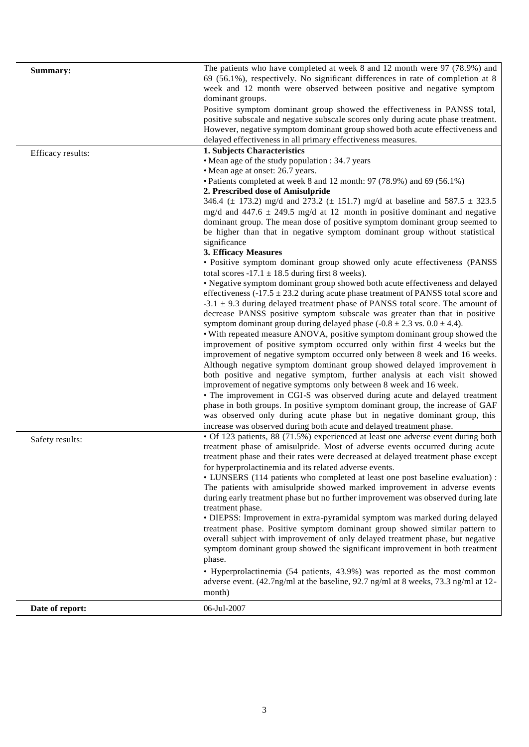| | |
|---|---|
| **Summary:** | The patients who have completed at week 8 and 12 month were 97 (78.9%) and 69 (56.1%), respectively. No significant differences in rate of completion at 8 week and 12 month were observed between positive and negative symptom dominant groups.<br>Positive symptom dominant group showed the effectiveness in PANSS total, positive subscale and negative subscale scores only during acute phase treatment. However, negative symptom dominant group showed both acute effectiveness and delayed effectiveness in all primary effectiveness measures. |
| Efficacy results: | **1. Subjects Characteristics**<br>• Mean age of the study population : 34.7 years<br>• Mean age at onset: 26.7 years.<br>• Patients completed at week 8 and 12 month: 97 (78.9%) and 69 (56.1%)<br>**2. Prescribed dose of Amisulpride**<br>346.4 (± 173.2) mg/d and 273.2 (± 151.7) mg/d at baseline and 587.5 ± 323.5 mg/d and 447.6 ± 249.5 mg/d at 12 month in positive dominant and negative dominant group. The mean dose of positive symptom dominant group seemed to be higher than that in negative symptom dominant group without statistical significance<br>**3. Efficacy Measures**<br>• Positive symptom dominant group showed only acute effectiveness (PANSS total scores -17.1 ± 18.5 during first 8 weeks).<br>• Negative symptom dominant group showed both acute effectiveness and delayed effectiveness (-17.5 ± 23.2 during acute phase treatment of PANSS total score and -3.1 ± 9.3 during delayed treatment phase of PANSS total score. The amount of decrease PANSS positive symptom subscale was greater than that in positive symptom dominant group during delayed phase (-0.8 ± 2.3 vs. 0.0 ± 4.4).<br>• With repeated measure ANOVA, positive symptom dominant group showed the improvement of positive symptom occurred only within first 4 weeks but the improvement of negative symptom occurred only between 8 week and 16 weeks. Although negative symptom dominant group showed delayed improvement in both positive and negative symptom, further analysis at each visit showed improvement of negative symptoms only between 8 week and 16 week.<br>• The improvement in CGI-S was observed during acute and delayed treatment phase in both groups. In positive symptom dominant group, the increase of GAF was observed only during acute phase but in negative dominant group, this increase was observed during both acute and delayed treatment phase. |
| Safety results: | • Of 123 patients, 88 (71.5%) experienced at least one adverse event during both treatment phase of amisulpride. Most of adverse events occurred during acute treatment phase and their rates were decreased at delayed treatment phase except for hyperprolactinemia and its related adverse events.<br>• LUNSERS (114 patients who completed at least one post baseline evaluation) : The patients with amisulpride showed marked improvement in adverse events during early treatment phase but no further improvement was observed during late treatment phase.<br>• DIEPSS: Improvement in extra-pyramidal symptom was marked during delayed treatment phase. Positive symptom dominant group showed similar pattern to overall subject with improvement of only delayed treatment phase, but negative symptom dominant group showed the significant improvement in both treatment phase.<br>• Hyperprolactinemia (54 patients, 43.9%) was reported as the most common adverse event. (42.7ng/ml at the baseline, 92.7 ng/ml at 8 weeks, 73.3 ng/ml at 12-month) |
| **Date of report:** | 06-Jul-2007 |